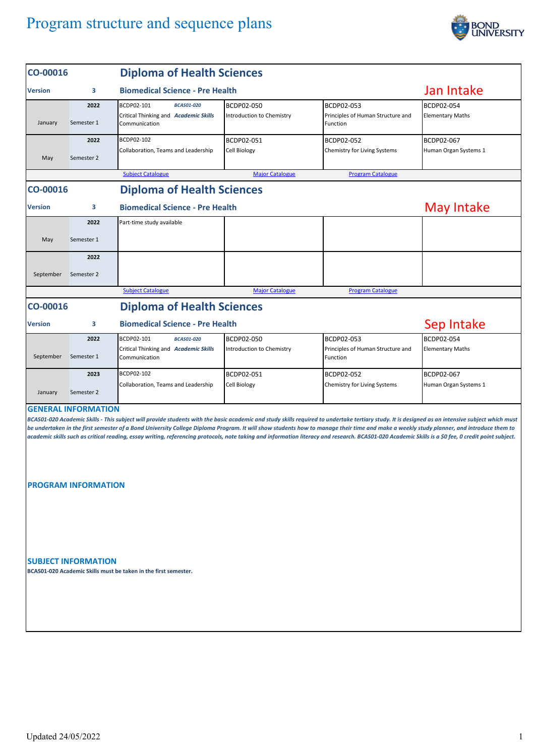# Program structure and sequence plans

| CO-00016 | | Diploma of Health Sciences | | | |
|---|---|---|---|---|---|
| **Version** | **3** | **Biomedical Science - Pre Health** | | | **Jan Intake** |
| January | **2022** Semester 1 | BCDP02-101 ***BCAS01-020*** Critical Thinking and ***Academic Skills*** Communication | BCDP02-050 Introduction to Chemistry | BCDP02-053 Principles of Human Structure and Function | BCDP02-054 Elementary Maths |
| May | **2022** Semester 2 | BCDP02-102 Collaboration, Teams and Leadership | BCDP02-051 Cell Biology | BCDP02-052 Chemistry for Living Systems | BCDP02-067 Human Organ Systems 1 |
| | | Subject Catalogue | Major Catalogue | Program Catalogue | |

| CO-00016 | | Diploma of Health Sciences | | | |
|---|---|---|---|---|---|
| **Version** | **3** | **Biomedical Science - Pre Health** | | | **May Intake** |
| May | **2022** Semester 1 | Part-time study available | | | |
| September | **2022** Semester 2 | | | | |
| | | Subject Catalogue | Major Catalogue | Program Catalogue | |

| CO-00016 | | Diploma of Health Sciences | | | |
|---|---|---|---|---|---|
| **Version** | **3** | **Biomedical Science - Pre Health** | | | **Sep Intake** |
| September | **2022** Semester 1 | BCDP02-101 ***BCAS01-020*** Critical Thinking and ***Academic Skills*** Communication | BCDP02-050 Introduction to Chemistry | BCDP02-053 Principles of Human Structure and Function | BCDP02-054 Elementary Maths |
| January | **2023** Semester 2 | BCDP02-102 Collaboration, Teams and Leadership | BCDP02-051 Cell Biology | BCDP02-052 Chemistry for Living Systems | BCDP02-067 Human Organ Systems 1 |

## GENERAL INFORMATION

***BCAS01-020 Academic Skills - This subject will provide students with the basic academic and study skills required to undertake tertiary study. It is designed as an intensive subject which must be undertaken in the first semester of a Bond University College Diploma Program. It will show students how to manage their time and make a weekly study planner, and introduce them to academic skills such as critical reading, essay writing, referencing protocols, note taking and information literacy and research. BCAS01-020 Academic Skills is a $0 fee, 0 credit point subject.***

## PROGRAM INFORMATION

## SUBJECT INFORMATION

**BCAS01-020 Academic Skills must be taken in the first semester.**

Updated 24/05/2022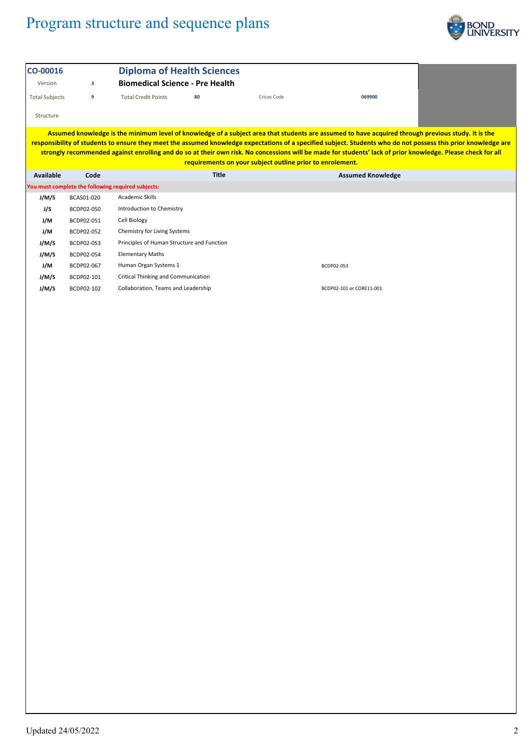# Program structure and sequence plans

| | | | | | |
|---|---|---|---|---|---|
| **CO-00016** | | **Diploma of Health Sciences** | | | |
| Version | 3 | **Biomedical Science - Pre Health** | | | |
| Total Subjects | 9 | Total Credit Points | 80 | Cricos Code | 069900 |
| Structure | | | | | |

**Assumed knowledge is the minimum level of knowledge of a subject area that students are assumed to have acquired through previous study. It is the responsibility of students to ensure they meet the assumed knowledge expectations of a specified subject. Students who do not possess this prior knowledge are strongly recommended against enrolling and do so at their own risk. No concessions will be made for students' lack of prior knowledge. Please check for all requirements on your subject outline prior to enrolement.**

| Available | Code | Title | Assumed Knowledge |
|---|---|---|---|
| **You must complete the following required subjects:** | | | |
| J/M/S | BCAS01-020 | Academic Skills | |
| J/S | BCDP02-050 | Introduction to Chemistry | |
| J/M | BCDP02-051 | Cell Biology | |
| J/M | BCDP02-052 | Chemistry for Living Systems | |
| J/M/S | BCDP02-053 | Principles of Human Structure and Function | |
| J/M/S | BCDP02-054 | Elementary Maths | |
| J/M | BCDP02-067 | Human Organ Systems 1 | BCDP02-053 |
| J/M/S | BCDP02-101 | Critical Thinking and Communication | |
| J/M/S | BCDP02-102 | Collaboration, Teams and Leadership | BCDP02-101 or CORE11-001 |

Updated 24/05/2022